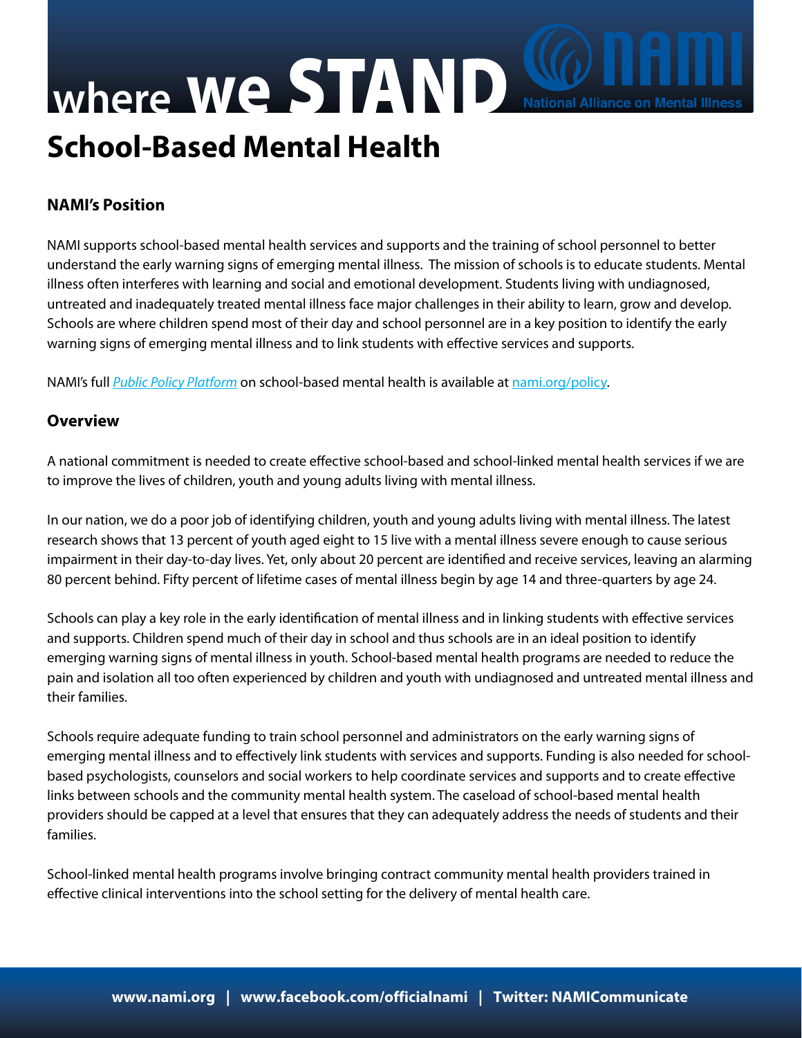# where we STAND

## School-Based Mental Health

### NAMI's Position

NAMI supports school-based mental health services and supports and the training of school personnel to better understand the early warning signs of emerging mental illness. The mission of schools is to educate students. Mental illness often interferes with learning and social and emotional development. Students living with undiagnosed, untreated and inadequately treated mental illness face major challenges in their ability to learn, grow and develop. Schools are where children spend most of their day and school personnel are in a key position to identify the early warning signs of emerging mental illness and to link students with effective services and supports.

NAMI's full *Public Policy Platform* on school-based mental health is available at nami.org/policy.

### Overview

A national commitment is needed to create effective school-based and school-linked mental health services if we are to improve the lives of children, youth and young adults living with mental illness.

In our nation, we do a poor job of identifying children, youth and young adults living with mental illness. The latest research shows that 13 percent of youth aged eight to 15 live with a mental illness severe enough to cause serious impairment in their day-to-day lives. Yet, only about 20 percent are identified and receive services, leaving an alarming 80 percent behind. Fifty percent of lifetime cases of mental illness begin by age 14 and three-quarters by age 24.

Schools can play a key role in the early identification of mental illness and in linking students with effective services and supports. Children spend much of their day in school and thus schools are in an ideal position to identify emerging warning signs of mental illness in youth. School-based mental health programs are needed to reduce the pain and isolation all too often experienced by children and youth with undiagnosed and untreated mental illness and their families.

Schools require adequate funding to train school personnel and administrators on the early warning signs of emerging mental illness and to effectively link students with services and supports. Funding is also needed for school-based psychologists, counselors and social workers to help coordinate services and supports and to create effective links between schools and the community mental health system. The caseload of school-based mental health providers should be capped at a level that ensures that they can adequately address the needs of students and their families.

School-linked mental health programs involve bringing contract community mental health providers trained in effective clinical interventions into the school setting for the delivery of mental health care.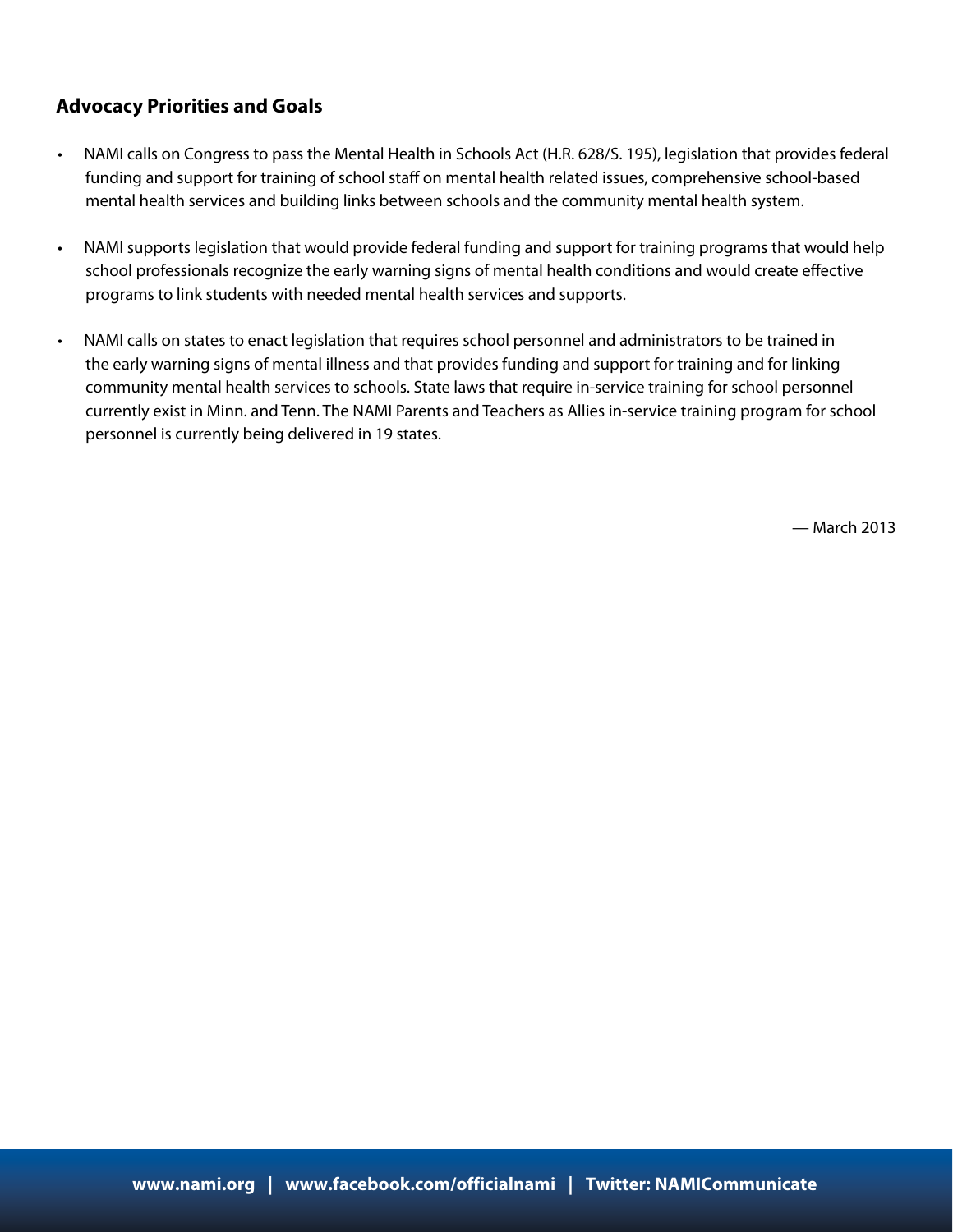## Advocacy Priorities and Goals

- NAMI calls on Congress to pass the Mental Health in Schools Act (H.R. 628/S. 195), legislation that provides federal funding and support for training of school staff on mental health related issues, comprehensive school-based mental health services and building links between schools and the community mental health system.
- NAMI supports legislation that would provide federal funding and support for training programs that would help school professionals recognize the early warning signs of mental health conditions and would create effective programs to link students with needed mental health services and supports.
- NAMI calls on states to enact legislation that requires school personnel and administrators to be trained in the early warning signs of mental illness and that provides funding and support for training and for linking community mental health services to schools. State laws that require in-service training for school personnel currently exist in Minn. and Tenn. The NAMI Parents and Teachers as Allies in-service training program for school personnel is currently being delivered in 19 states.

— March 2013

**www.nami.org | www.facebook.com/officialnami | Twitter: NAMICommunicate**